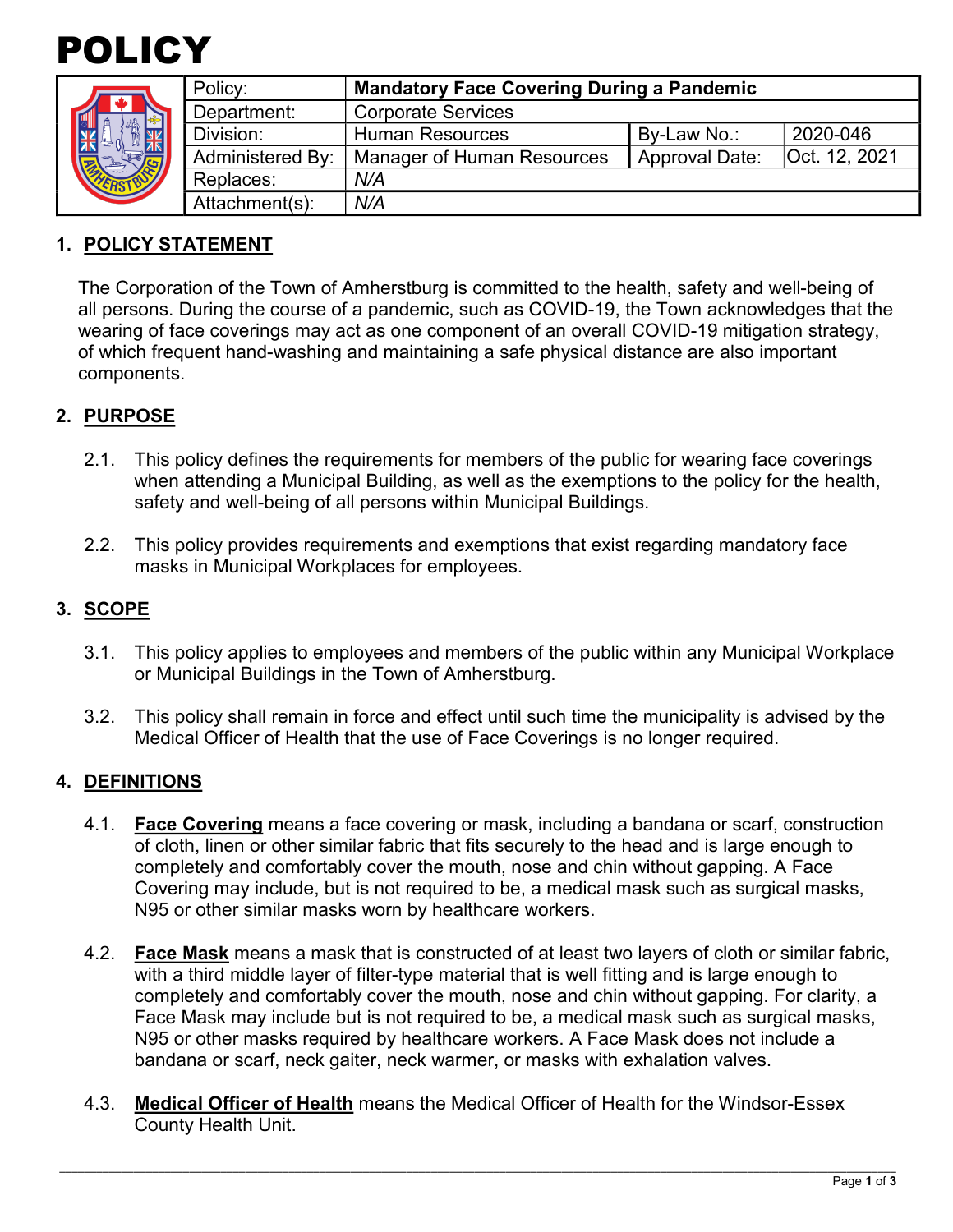# POLICY

| | | | | |
|---|---|---|---|---|
| Policy: | **Mandatory Face Covering During a Pandemic** | | | |
| Department: | Corporate Services | | | |
| Division: | Human Resources | By-Law No.: | 2020-046 | |
| Administered By: | Manager of Human Resources | Approval Date: | Oct. 12, 2021 | |
| Replaces: | *N/A* | | | |
| Attachment(s): | *N/A* | | | |

## 1. POLICY STATEMENT

The Corporation of the Town of Amherstburg is committed to the health, safety and well-being of all persons. During the course of a pandemic, such as COVID-19, the Town acknowledges that the wearing of face coverings may act as one component of an overall COVID-19 mitigation strategy, of which frequent hand-washing and maintaining a safe physical distance are also important components.

## 2. PURPOSE

2.1. This policy defines the requirements for members of the public for wearing face coverings when attending a Municipal Building, as well as the exemptions to the policy for the health, safety and well-being of all persons within Municipal Buildings.

2.2. This policy provides requirements and exemptions that exist regarding mandatory face masks in Municipal Workplaces for employees.

## 3. SCOPE

3.1. This policy applies to employees and members of the public within any Municipal Workplace or Municipal Buildings in the Town of Amherstburg.

3.2. This policy shall remain in force and effect until such time the municipality is advised by the Medical Officer of Health that the use of Face Coverings is no longer required.

## 4. DEFINITIONS

4.1. **Face Covering** means a face covering or mask, including a bandana or scarf, construction of cloth, linen or other similar fabric that fits securely to the head and is large enough to completely and comfortably cover the mouth, nose and chin without gapping. A Face Covering may include, but is not required to be, a medical mask such as surgical masks, N95 or other similar masks worn by healthcare workers.

4.2. **Face Mask** means a mask that is constructed of at least two layers of cloth or similar fabric, with a third middle layer of filter-type material that is well fitting and is large enough to completely and comfortably cover the mouth, nose and chin without gapping. For clarity, a Face Mask may include but is not required to be, a medical mask such as surgical masks, N95 or other masks required by healthcare workers. A Face Mask does not include a bandana or scarf, neck gaiter, neck warmer, or masks with exhalation valves.

4.3. **Medical Officer of Health** means the Medical Officer of Health for the Windsor-Essex County Health Unit.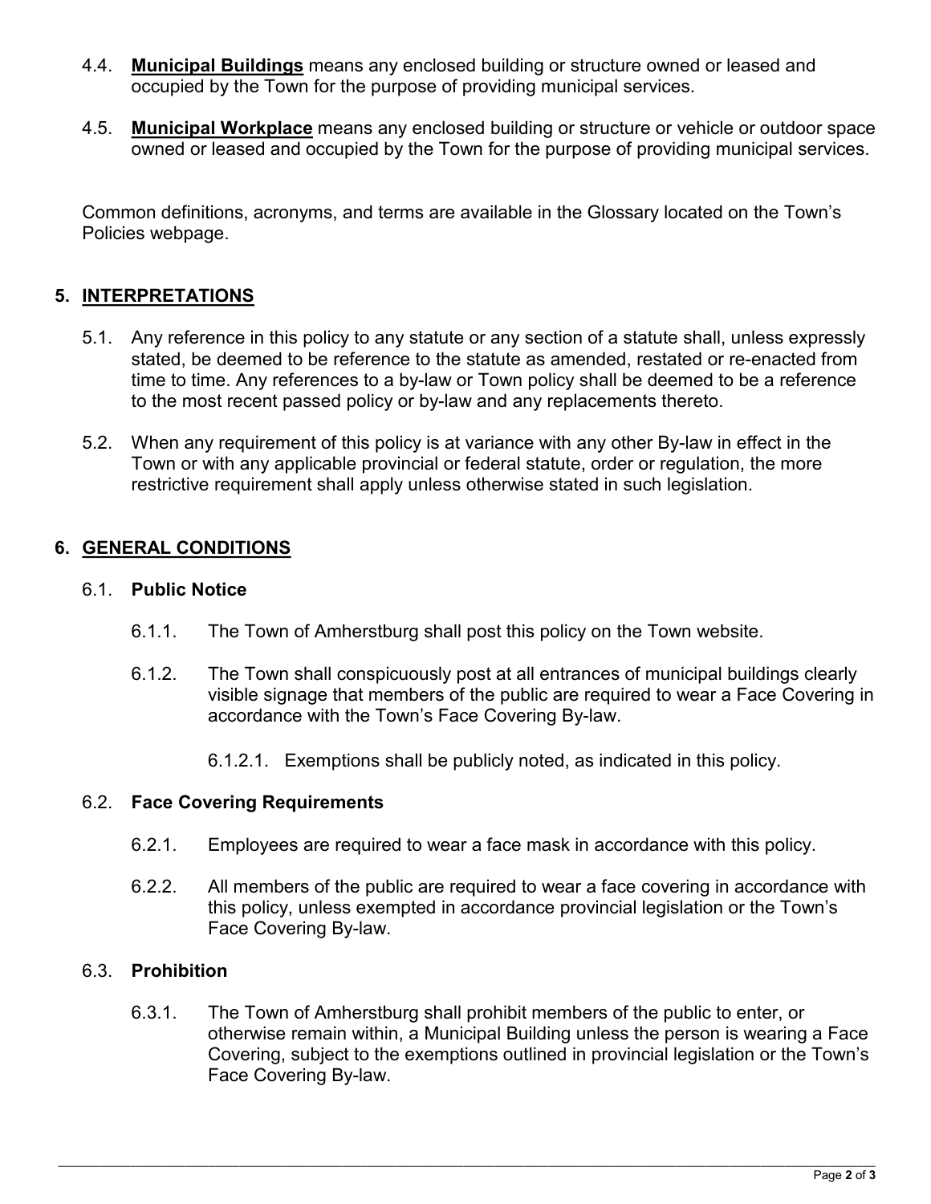4.4. **Municipal Buildings** means any enclosed building or structure owned or leased and occupied by the Town for the purpose of providing municipal services.

4.5. **Municipal Workplace** means any enclosed building or structure or vehicle or outdoor space owned or leased and occupied by the Town for the purpose of providing municipal services.

Common definitions, acronyms, and terms are available in the Glossary located on the Town's Policies webpage.

## 5. INTERPRETATIONS

5.1. Any reference in this policy to any statute or any section of a statute shall, unless expressly stated, be deemed to be reference to the statute as amended, restated or re-enacted from time to time. Any references to a by-law or Town policy shall be deemed to be a reference to the most recent passed policy or by-law and any replacements thereto.

5.2. When any requirement of this policy is at variance with any other By-law in effect in the Town or with any applicable provincial or federal statute, order or regulation, the more restrictive requirement shall apply unless otherwise stated in such legislation.

## 6. GENERAL CONDITIONS

### 6.1. Public Notice

6.1.1. The Town of Amherstburg shall post this policy on the Town website.

6.1.2. The Town shall conspicuously post at all entrances of municipal buildings clearly visible signage that members of the public are required to wear a Face Covering in accordance with the Town's Face Covering By-law.

6.1.2.1. Exemptions shall be publicly noted, as indicated in this policy.

### 6.2. Face Covering Requirements

6.2.1. Employees are required to wear a face mask in accordance with this policy.

6.2.2. All members of the public are required to wear a face covering in accordance with this policy, unless exempted in accordance provincial legislation or the Town's Face Covering By-law.

### 6.3. Prohibition

6.3.1. The Town of Amherstburg shall prohibit members of the public to enter, or otherwise remain within, a Municipal Building unless the person is wearing a Face Covering, subject to the exemptions outlined in provincial legislation or the Town's Face Covering By-law.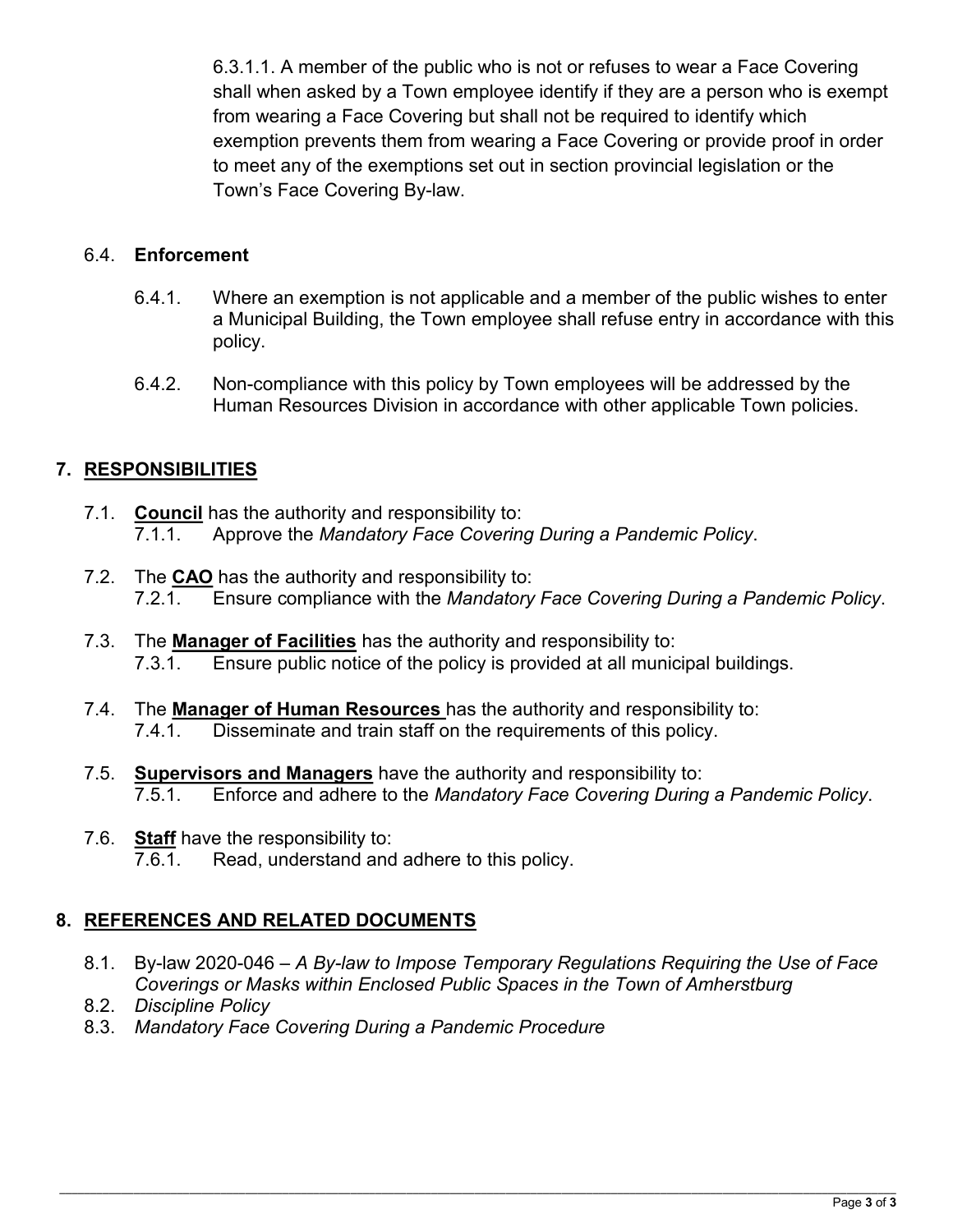6.3.1.1. A member of the public who is not or refuses to wear a Face Covering shall when asked by a Town employee identify if they are a person who is exempt from wearing a Face Covering but shall not be required to identify which exemption prevents them from wearing a Face Covering or provide proof in order to meet any of the exemptions set out in section provincial legislation or the Town's Face Covering By-law.

6.4. **Enforcement**

6.4.1. Where an exemption is not applicable and a member of the public wishes to enter a Municipal Building, the Town employee shall refuse entry in accordance with this policy.

6.4.2. Non-compliance with this policy by Town employees will be addressed by the Human Resources Division in accordance with other applicable Town policies.

## 7. RESPONSIBILITIES

7.1. **Council** has the authority and responsibility to:
7.1.1. Approve the *Mandatory Face Covering During a Pandemic Policy*.

7.2. The **CAO** has the authority and responsibility to:
7.2.1. Ensure compliance with the *Mandatory Face Covering During a Pandemic Policy*.

7.3. The **Manager of Facilities** has the authority and responsibility to:
7.3.1. Ensure public notice of the policy is provided at all municipal buildings.

7.4. The **Manager of Human Resources** has the authority and responsibility to:
7.4.1. Disseminate and train staff on the requirements of this policy.

7.5. **Supervisors and Managers** have the authority and responsibility to:
7.5.1. Enforce and adhere to the *Mandatory Face Covering During a Pandemic Policy*.

7.6. **Staff** have the responsibility to:
7.6.1. Read, understand and adhere to this policy.

## 8. REFERENCES AND RELATED DOCUMENTS

8.1. By-law 2020-046 – *A By-law to Impose Temporary Regulations Requiring the Use of Face Coverings or Masks within Enclosed Public Spaces in the Town of Amherstburg*
8.2. *Discipline Policy*
8.3. *Mandatory Face Covering During a Pandemic Procedure*